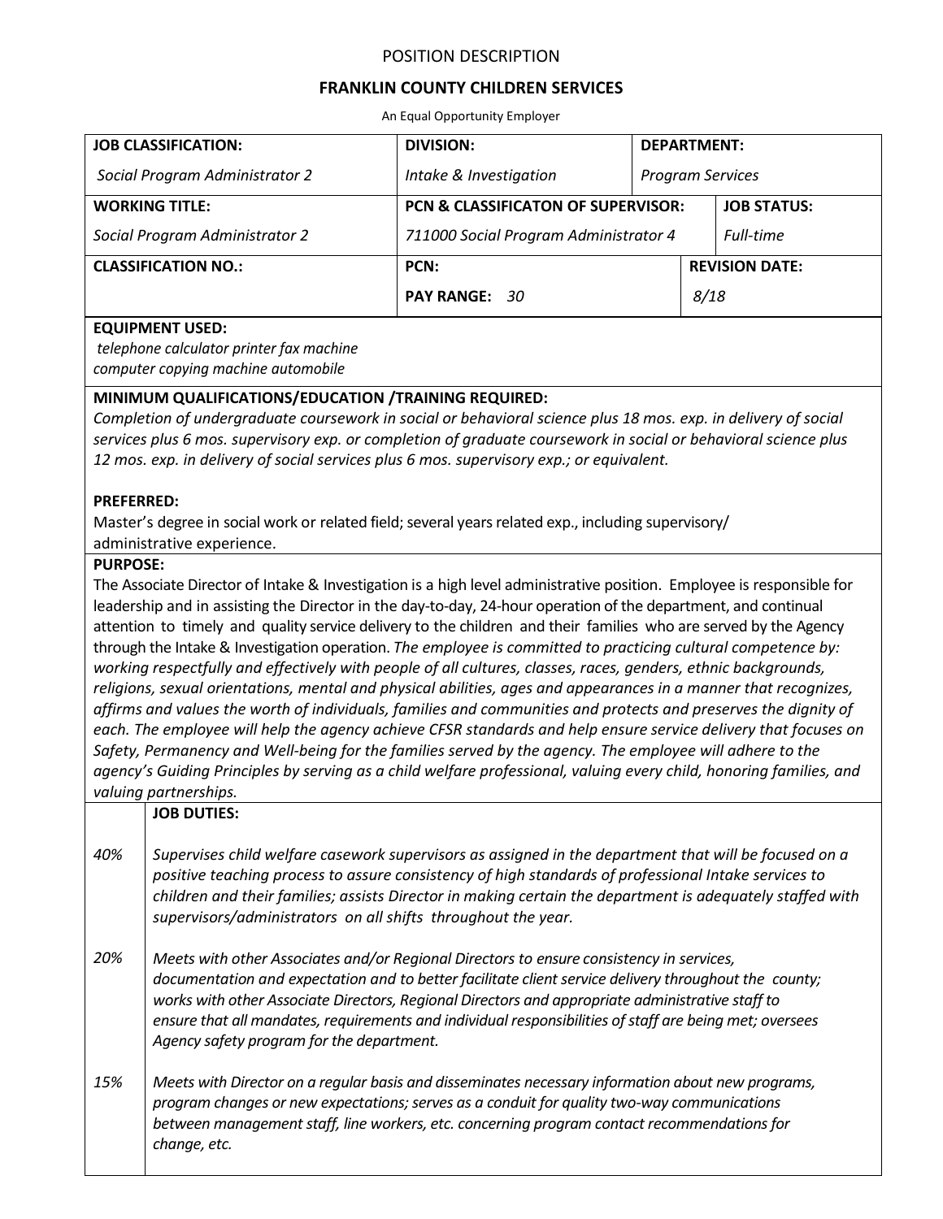POSITION DESCRIPTION

**FRANKLIN COUNTY CHILDREN SERVICES**

An Equal Opportunity Employer

| **JOB CLASSIFICATION:** | **DIVISION:** | **DEPARTMENT:** |
|---|---|---|
| *Social Program Administrator 2* | *Intake & Investigation* | *Program Services* |
| **WORKING TITLE:** | **PCN & CLASSIFICATON OF SUPERVISOR:** | **JOB STATUS:** |
| *Social Program Administrator 2* | *711000 Social Program Administrator 4* | *Full-time* |
| **CLASSIFICATION NO.:** | **PCN:** | **REVISION DATE:** |
| | **PAY RANGE:** *30* | *8/18* |

**EQUIPMENT USED:**

*telephone calculator printer fax machine*
*computer copying machine automobile*

**MINIMUM QUALIFICATIONS/EDUCATION /TRAINING REQUIRED:**

*Completion of undergraduate coursework in social or behavioral science plus 18 mos. exp. in delivery of social services plus 6 mos. supervisory exp. or completion of graduate coursework in social or behavioral science plus 12 mos. exp. in delivery of social services plus 6 mos. supervisory exp.; or equivalent.*

**PREFERRED:**

Master's degree in social work or related field; several years related exp., including supervisory/ administrative experience.

**PURPOSE:**

The Associate Director of Intake & Investigation is a high level administrative position. Employee is responsible for leadership and in assisting the Director in the day-to-day, 24-hour operation of the department, and continual attention to timely and quality service delivery to the children and their families who are served by the Agency through the Intake & Investigation operation. *The employee is committed to practicing cultural competence by: working respectfully and effectively with people of all cultures, classes, races, genders, ethnic backgrounds, religions, sexual orientations, mental and physical abilities, ages and appearances in a manner that recognizes, affirms and values the worth of individuals, families and communities and protects and preserves the dignity of each. The employee will help the agency achieve CFSR standards and help ensure service delivery that focuses on Safety, Permanency and Well-being for the families served by the agency. The employee will adhere to the agency's Guiding Principles by serving as a child welfare professional, valuing every child, honoring families, and valuing partnerships.*

| | **JOB DUTIES:** |
|---|---|
| *40%* | *Supervises child welfare casework supervisors as assigned in the department that will be focused on a positive teaching process to assure consistency of high standards of professional Intake services to children and their families; assists Director in making certain the department is adequately staffed with supervisors/administrators on all shifts throughout the year.* |
| *20%* | *Meets with other Associates and/or Regional Directors to ensure consistency in services, documentation and expectation and to better facilitate client service delivery throughout the county; works with other Associate Directors, Regional Directors and appropriate administrative staff to ensure that all mandates, requirements and individual responsibilities of staff are being met; oversees Agency safety program for the department.* |
| *15%* | *Meets with Director on a regular basis and disseminates necessary information about new programs, program changes or new expectations; serves as a conduit for quality two-way communications between management staff, line workers, etc. concerning program contact recommendations for change, etc.* |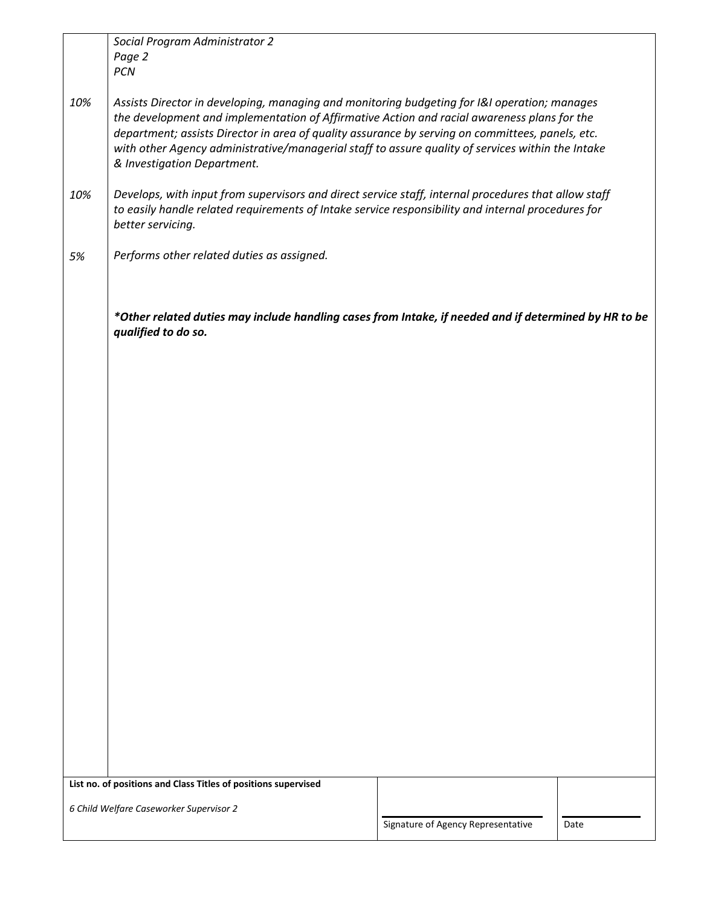*Social Program Administrator 2*
*Page 2*
*PCN*

| | |
|---|---|
| *10%* | *Assists Director in developing, managing and monitoring budgeting for I&I operation; manages the development and implementation of Affirmative Action and racial awareness plans for the department; assists Director in area of quality assurance by serving on committees, panels, etc. with other Agency administrative/managerial staff to assure quality of services within the Intake & Investigation Department.* |
| *10%* | *Develops, with input from supervisors and direct service staff, internal procedures that allow staff to easily handle related requirements of Intake service responsibility and internal procedures for better servicing.* |
| *5%* | *Performs other related duties as assigned.* |

***Other related duties may include handling cases from Intake, if needed and if determined by HR to be qualified to do so.***

**List no. of positions and Class Titles of positions supervised**

*6 Child Welfare Caseworker Supervisor 2*

Signature of Agency Representative

Date